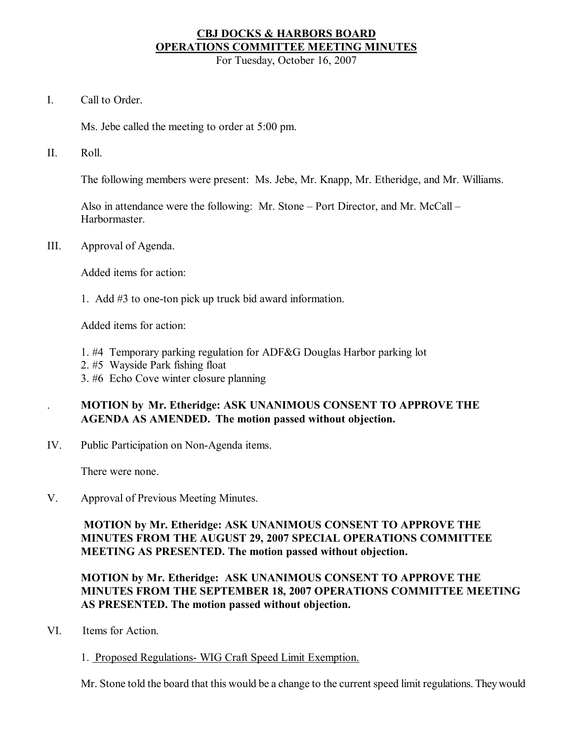# CBJ DOCKS & HARBORS BOARD
# OPERATIONS COMMITTEE MEETING MINUTES

For Tuesday, October 16, 2007

I. Call to Order.

Ms. Jebe called the meeting to order at 5:00 pm.

II. Roll.

The following members were present: Ms. Jebe, Mr. Knapp, Mr. Etheridge, and Mr. Williams.

Also in attendance were the following: Mr. Stone – Port Director, and Mr. McCall – Harbormaster.

III. Approval of Agenda.

Added items for action:

1. Add #3 to one-ton pick up truck bid award information.

Added items for action:

1. #4 Temporary parking regulation for ADF&G Douglas Harbor parking lot
2. #5 Wayside Park fishing float
3. #6 Echo Cove winter closure planning

. **MOTION by Mr. Etheridge: ASK UNANIMOUS CONSENT TO APPROVE THE AGENDA AS AMENDED. The motion passed without objection.**

IV. Public Participation on Non-Agenda items.

There were none.

V. Approval of Previous Meeting Minutes.

**MOTION by Mr. Etheridge: ASK UNANIMOUS CONSENT TO APPROVE THE MINUTES FROM THE AUGUST 29, 2007 SPECIAL OPERATIONS COMMITTEE MEETING AS PRESENTED. The motion passed without objection.**

**MOTION by Mr. Etheridge: ASK UNANIMOUS CONSENT TO APPROVE THE MINUTES FROM THE SEPTEMBER 18, 2007 OPERATIONS COMMITTEE MEETING AS PRESENTED. The motion passed without objection.**

VI. Items for Action.

1. Proposed Regulations- WIG Craft Speed Limit Exemption.

Mr. Stone told the board that this would be a change to the current speed limit regulations. They would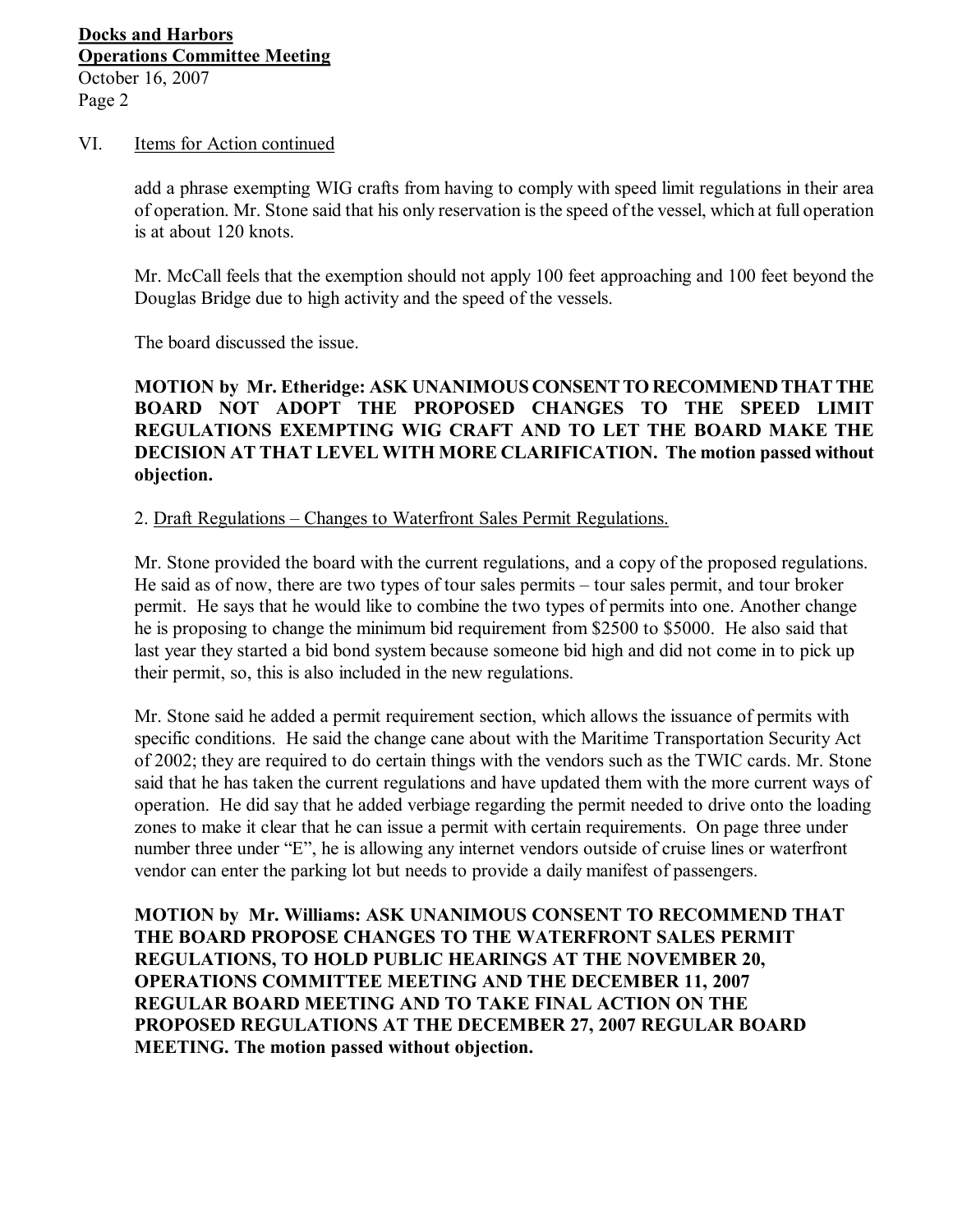## VI. Items for Action continued

add a phrase exempting WIG crafts from having to comply with speed limit regulations in their area of operation. Mr. Stone said that his only reservation is the speed of the vessel, which at full operation is at about 120 knots.

Mr. McCall feels that the exemption should not apply 100 feet approaching and 100 feet beyond the Douglas Bridge due to high activity and the speed of the vessels.

The board discussed the issue.

**MOTION by Mr. Etheridge: ASK UNANIMOUS CONSENT TO RECOMMEND THAT THE BOARD NOT ADOPT THE PROPOSED CHANGES TO THE SPEED LIMIT REGULATIONS EXEMPTING WIG CRAFT AND TO LET THE BOARD MAKE THE DECISION AT THAT LEVEL WITH MORE CLARIFICATION. The motion passed without objection.**

2. Draft Regulations – Changes to Waterfront Sales Permit Regulations.

Mr. Stone provided the board with the current regulations, and a copy of the proposed regulations. He said as of now, there are two types of tour sales permits – tour sales permit, and tour broker permit. He says that he would like to combine the two types of permits into one. Another change he is proposing to change the minimum bid requirement from $2500 to $5000. He also said that last year they started a bid bond system because someone bid high and did not come in to pick up their permit, so, this is also included in the new regulations.

Mr. Stone said he added a permit requirement section, which allows the issuance of permits with specific conditions. He said the change cane about with the Maritime Transportation Security Act of 2002; they are required to do certain things with the vendors such as the TWIC cards. Mr. Stone said that he has taken the current regulations and have updated them with the more current ways of operation. He did say that he added verbiage regarding the permit needed to drive onto the loading zones to make it clear that he can issue a permit with certain requirements. On page three under number three under "E", he is allowing any internet vendors outside of cruise lines or waterfront vendor can enter the parking lot but needs to provide a daily manifest of passengers.

**MOTION by Mr. Williams: ASK UNANIMOUS CONSENT TO RECOMMEND THAT THE BOARD PROPOSE CHANGES TO THE WATERFRONT SALES PERMIT REGULATIONS, TO HOLD PUBLIC HEARINGS AT THE NOVEMBER 20, OPERATIONS COMMITTEE MEETING AND THE DECEMBER 11, 2007 REGULAR BOARD MEETING AND TO TAKE FINAL ACTION ON THE PROPOSED REGULATIONS AT THE DECEMBER 27, 2007 REGULAR BOARD MEETING. The motion passed without objection.**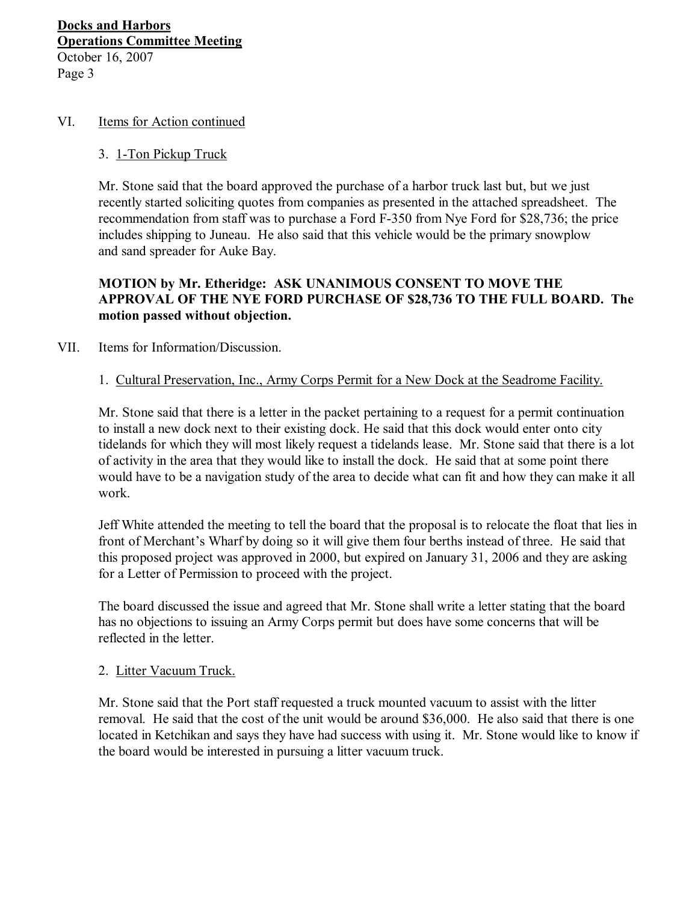VI. Items for Action continued

3. 1-Ton Pickup Truck

Mr. Stone said that the board approved the purchase of a harbor truck last but, but we just recently started soliciting quotes from companies as presented in the attached spreadsheet. The recommendation from staff was to purchase a Ford F-350 from Nye Ford for $28,736; the price includes shipping to Juneau. He also said that this vehicle would be the primary snowplow and sand spreader for Auke Bay.

**MOTION by Mr. Etheridge: ASK UNANIMOUS CONSENT TO MOVE THE APPROVAL OF THE NYE FORD PURCHASE OF $28,736 TO THE FULL BOARD. The motion passed without objection.**

VII. Items for Information/Discussion.

1. Cultural Preservation, Inc., Army Corps Permit for a New Dock at the Seadrome Facility.

Mr. Stone said that there is a letter in the packet pertaining to a request for a permit continuation to install a new dock next to their existing dock. He said that this dock would enter onto city tidelands for which they will most likely request a tidelands lease. Mr. Stone said that there is a lot of activity in the area that they would like to install the dock. He said that at some point there would have to be a navigation study of the area to decide what can fit and how they can make it all work.

Jeff White attended the meeting to tell the board that the proposal is to relocate the float that lies in front of Merchant's Wharf by doing so it will give them four berths instead of three. He said that this proposed project was approved in 2000, but expired on January 31, 2006 and they are asking for a Letter of Permission to proceed with the project.

The board discussed the issue and agreed that Mr. Stone shall write a letter stating that the board has no objections to issuing an Army Corps permit but does have some concerns that will be reflected in the letter.

2. Litter Vacuum Truck.

Mr. Stone said that the Port staff requested a truck mounted vacuum to assist with the litter removal. He said that the cost of the unit would be around $36,000. He also said that there is one located in Ketchikan and says they have had success with using it. Mr. Stone would like to know if the board would be interested in pursuing a litter vacuum truck.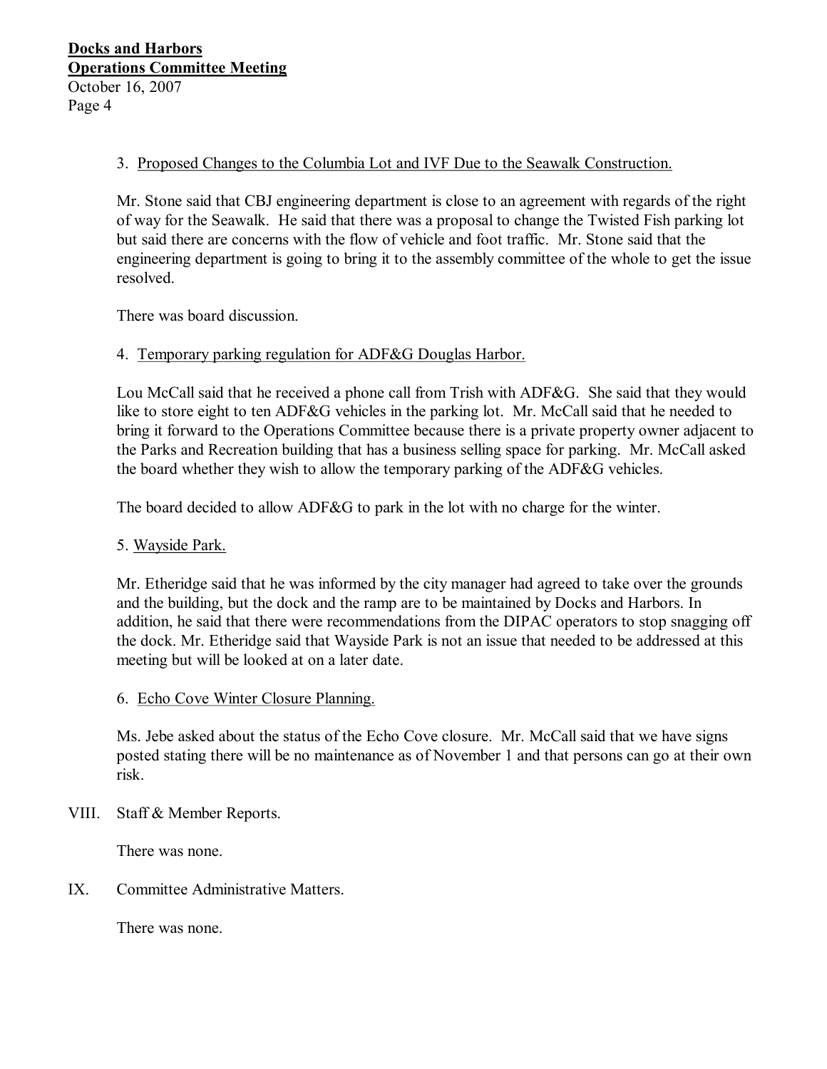3. Proposed Changes to the Columbia Lot and IVF Due to the Seawalk Construction.

Mr. Stone said that CBJ engineering department is close to an agreement with regards of the right of way for the Seawalk. He said that there was a proposal to change the Twisted Fish parking lot but said there are concerns with the flow of vehicle and foot traffic. Mr. Stone said that the engineering department is going to bring it to the assembly committee of the whole to get the issue resolved.

There was board discussion.

4. Temporary parking regulation for ADF&G Douglas Harbor.

Lou McCall said that he received a phone call from Trish with ADF&G. She said that they would like to store eight to ten ADF&G vehicles in the parking lot. Mr. McCall said that he needed to bring it forward to the Operations Committee because there is a private property owner adjacent to the Parks and Recreation building that has a business selling space for parking. Mr. McCall asked the board whether they wish to allow the temporary parking of the ADF&G vehicles.

The board decided to allow ADF&G to park in the lot with no charge for the winter.

5. Wayside Park.

Mr. Etheridge said that he was informed by the city manager had agreed to take over the grounds and the building, but the dock and the ramp are to be maintained by Docks and Harbors. In addition, he said that there were recommendations from the DIPAC operators to stop snagging off the dock. Mr. Etheridge said that Wayside Park is not an issue that needed to be addressed at this meeting but will be looked at on a later date.

6. Echo Cove Winter Closure Planning.

Ms. Jebe asked about the status of the Echo Cove closure. Mr. McCall said that we have signs posted stating there will be no maintenance as of November 1 and that persons can go at their own risk.

VIII. Staff & Member Reports.

There was none.

IX. Committee Administrative Matters.

There was none.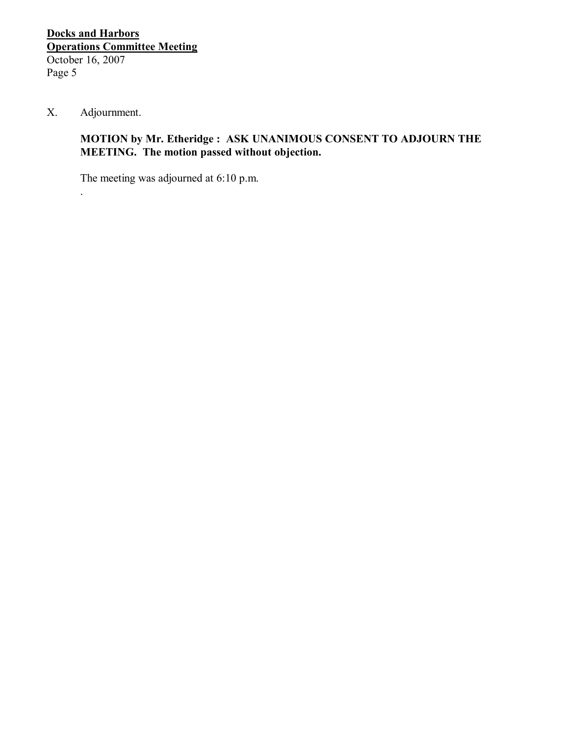X. Adjournment.

**MOTION by Mr. Etheridge : ASK UNANIMOUS CONSENT TO ADJOURN THE MEETING. The motion passed without objection.**

The meeting was adjourned at 6:10 p.m.

.